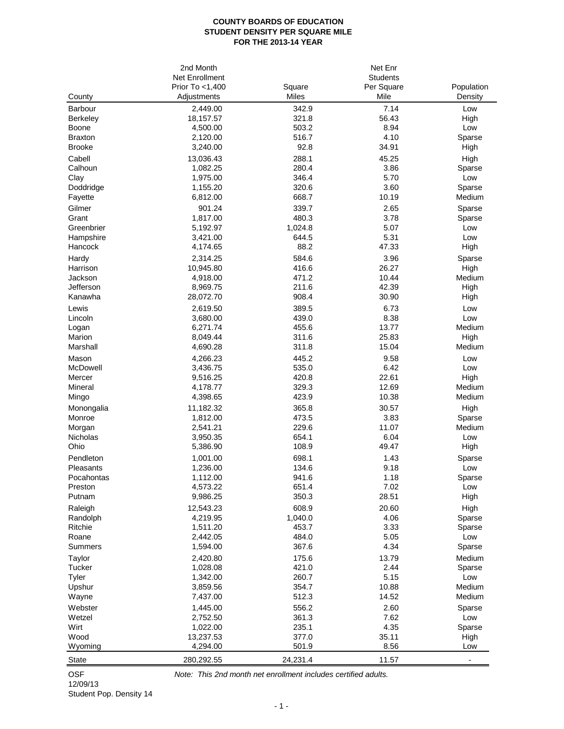# COUNTY BOARDS OF EDUCATION
## STUDENT DENSITY PER SQUARE MILE
## FOR THE 2013-14 YEAR

| County | 2nd Month Net Enrollment Prior To <1,400 Adjustments | Square Miles | Net Enr Students Per Square Mile | Population Density |
|---|---|---|---|---|
| Barbour | 2,449.00 | 342.9 | 7.14 | Low |
| Berkeley | 18,157.57 | 321.8 | 56.43 | High |
| Boone | 4,500.00 | 503.2 | 8.94 | Low |
| Braxton | 2,120.00 | 516.7 | 4.10 | Sparse |
| Brooke | 3,240.00 | 92.8 | 34.91 | High |
| Cabell | 13,036.43 | 288.1 | 45.25 | High |
| Calhoun | 1,082.25 | 280.4 | 3.86 | Sparse |
| Clay | 1,975.00 | 346.4 | 5.70 | Low |
| Doddridge | 1,155.20 | 320.6 | 3.60 | Sparse |
| Fayette | 6,812.00 | 668.7 | 10.19 | Medium |
| Gilmer | 901.24 | 339.7 | 2.65 | Sparse |
| Grant | 1,817.00 | 480.3 | 3.78 | Sparse |
| Greenbrier | 5,192.97 | 1,024.8 | 5.07 | Low |
| Hampshire | 3,421.00 | 644.5 | 5.31 | Low |
| Hancock | 4,174.65 | 88.2 | 47.33 | High |
| Hardy | 2,314.25 | 584.6 | 3.96 | Sparse |
| Harrison | 10,945.80 | 416.6 | 26.27 | High |
| Jackson | 4,918.00 | 471.2 | 10.44 | Medium |
| Jefferson | 8,969.75 | 211.6 | 42.39 | High |
| Kanawha | 28,072.70 | 908.4 | 30.90 | High |
| Lewis | 2,619.50 | 389.5 | 6.73 | Low |
| Lincoln | 3,680.00 | 439.0 | 8.38 | Low |
| Logan | 6,271.74 | 455.6 | 13.77 | Medium |
| Marion | 8,049.44 | 311.6 | 25.83 | High |
| Marshall | 4,690.28 | 311.8 | 15.04 | Medium |
| Mason | 4,266.23 | 445.2 | 9.58 | Low |
| McDowell | 3,436.75 | 535.0 | 6.42 | Low |
| Mercer | 9,516.25 | 420.8 | 22.61 | High |
| Mineral | 4,178.77 | 329.3 | 12.69 | Medium |
| Mingo | 4,398.65 | 423.9 | 10.38 | Medium |
| Monongalia | 11,182.32 | 365.8 | 30.57 | High |
| Monroe | 1,812.00 | 473.5 | 3.83 | Sparse |
| Morgan | 2,541.21 | 229.6 | 11.07 | Medium |
| Nicholas | 3,950.35 | 654.1 | 6.04 | Low |
| Ohio | 5,386.90 | 108.9 | 49.47 | High |
| Pendleton | 1,001.00 | 698.1 | 1.43 | Sparse |
| Pleasants | 1,236.00 | 134.6 | 9.18 | Low |
| Pocahontas | 1,112.00 | 941.6 | 1.18 | Sparse |
| Preston | 4,573.22 | 651.4 | 7.02 | Low |
| Putnam | 9,986.25 | 350.3 | 28.51 | High |
| Raleigh | 12,543.23 | 608.9 | 20.60 | High |
| Randolph | 4,219.95 | 1,040.0 | 4.06 | Sparse |
| Ritchie | 1,511.20 | 453.7 | 3.33 | Sparse |
| Roane | 2,442.05 | 484.0 | 5.05 | Low |
| Summers | 1,594.00 | 367.6 | 4.34 | Sparse |
| Taylor | 2,420.80 | 175.6 | 13.79 | Medium |
| Tucker | 1,028.08 | 421.0 | 2.44 | Sparse |
| Tyler | 1,342.00 | 260.7 | 5.15 | Low |
| Upshur | 3,859.56 | 354.7 | 10.88 | Medium |
| Wayne | 7,437.00 | 512.3 | 14.52 | Medium |
| Webster | 1,445.00 | 556.2 | 2.60 | Sparse |
| Wetzel | 2,752.50 | 361.3 | 7.62 | Low |
| Wirt | 1,022.00 | 235.1 | 4.35 | Sparse |
| Wood | 13,237.53 | 377.0 | 35.11 | High |
| Wyoming | 4,294.00 | 501.9 | 8.56 | Low |
| State | 280,292.55 | 24,231.4 | 11.57 | - |

OSF
12/09/13
Student Pop. Density 14

*Note: This 2nd month net enrollment includes certified adults.*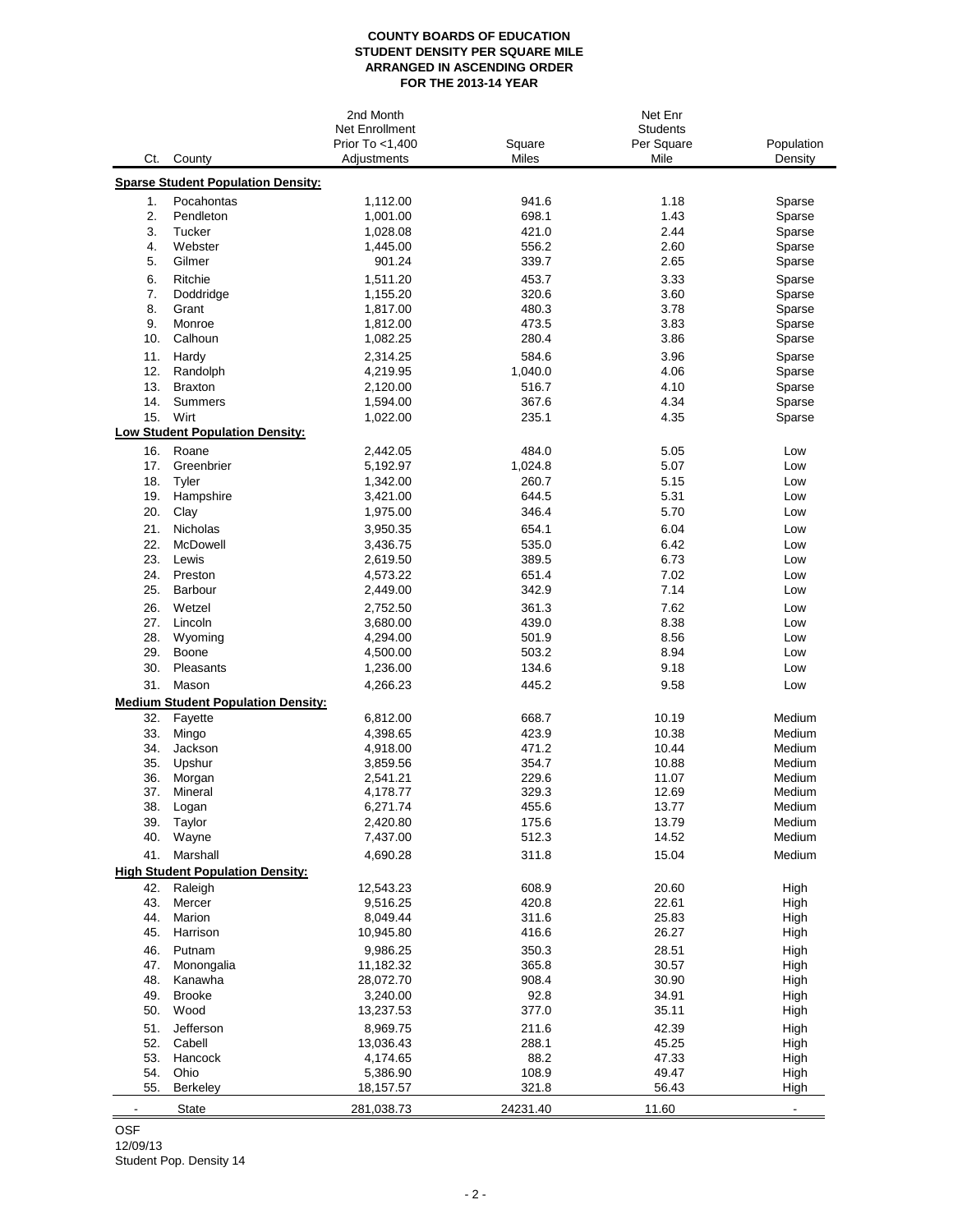**COUNTY BOARDS OF EDUCATION**
**STUDENT DENSITY PER SQUARE MILE**
**ARRANGED IN ASCENDING ORDER**
**FOR THE 2013-14 YEAR**

| Ct. | County | 2nd Month Net Enrollment Prior To <1,400 Adjustments | Square Miles | Net Enr Students Per Square Mile | Population Density |
|---|---|---|---|---|---|
| | **Sparse Student Population Density:** | | | | |
| 1. | Pocahontas | 1,112.00 | 941.6 | 1.18 | Sparse |
| 2. | Pendleton | 1,001.00 | 698.1 | 1.43 | Sparse |
| 3. | Tucker | 1,028.08 | 421.0 | 2.44 | Sparse |
| 4. | Webster | 1,445.00 | 556.2 | 2.60 | Sparse |
| 5. | Gilmer | 901.24 | 339.7 | 2.65 | Sparse |
| 6. | Ritchie | 1,511.20 | 453.7 | 3.33 | Sparse |
| 7. | Doddridge | 1,155.20 | 320.6 | 3.60 | Sparse |
| 8. | Grant | 1,817.00 | 480.3 | 3.78 | Sparse |
| 9. | Monroe | 1,812.00 | 473.5 | 3.83 | Sparse |
| 10. | Calhoun | 1,082.25 | 280.4 | 3.86 | Sparse |
| 11. | Hardy | 2,314.25 | 584.6 | 3.96 | Sparse |
| 12. | Randolph | 4,219.95 | 1,040.0 | 4.06 | Sparse |
| 13. | Braxton | 2,120.00 | 516.7 | 4.10 | Sparse |
| 14. | Summers | 1,594.00 | 367.6 | 4.34 | Sparse |
| 15. | Wirt | 1,022.00 | 235.1 | 4.35 | Sparse |
| | **Low Student Population Density:** | | | | |
| 16. | Roane | 2,442.05 | 484.0 | 5.05 | Low |
| 17. | Greenbrier | 5,192.97 | 1,024.8 | 5.07 | Low |
| 18. | Tyler | 1,342.00 | 260.7 | 5.15 | Low |
| 19. | Hampshire | 3,421.00 | 644.5 | 5.31 | Low |
| 20. | Clay | 1,975.00 | 346.4 | 5.70 | Low |
| 21. | Nicholas | 3,950.35 | 654.1 | 6.04 | Low |
| 22. | McDowell | 3,436.75 | 535.0 | 6.42 | Low |
| 23. | Lewis | 2,619.50 | 389.5 | 6.73 | Low |
| 24. | Preston | 4,573.22 | 651.4 | 7.02 | Low |
| 25. | Barbour | 2,449.00 | 342.9 | 7.14 | Low |
| 26. | Wetzel | 2,752.50 | 361.3 | 7.62 | Low |
| 27. | Lincoln | 3,680.00 | 439.0 | 8.38 | Low |
| 28. | Wyoming | 4,294.00 | 501.9 | 8.56 | Low |
| 29. | Boone | 4,500.00 | 503.2 | 8.94 | Low |
| 30. | Pleasants | 1,236.00 | 134.6 | 9.18 | Low |
| 31. | Mason | 4,266.23 | 445.2 | 9.58 | Low |
| | **Medium Student Population Density:** | | | | |
| 32. | Fayette | 6,812.00 | 668.7 | 10.19 | Medium |
| 33. | Mingo | 4,398.65 | 423.9 | 10.38 | Medium |
| 34. | Jackson | 4,918.00 | 471.2 | 10.44 | Medium |
| 35. | Upshur | 3,859.56 | 354.7 | 10.88 | Medium |
| 36. | Morgan | 2,541.21 | 229.6 | 11.07 | Medium |
| 37. | Mineral | 4,178.77 | 329.3 | 12.69 | Medium |
| 38. | Logan | 6,271.74 | 455.6 | 13.77 | Medium |
| 39. | Taylor | 2,420.80 | 175.6 | 13.79 | Medium |
| 40. | Wayne | 7,437.00 | 512.3 | 14.52 | Medium |
| 41. | Marshall | 4,690.28 | 311.8 | 15.04 | Medium |
| | **High Student Population Density:** | | | | |
| 42. | Raleigh | 12,543.23 | 608.9 | 20.60 | High |
| 43. | Mercer | 9,516.25 | 420.8 | 22.61 | High |
| 44. | Marion | 8,049.44 | 311.6 | 25.83 | High |
| 45. | Harrison | 10,945.80 | 416.6 | 26.27 | High |
| 46. | Putnam | 9,986.25 | 350.3 | 28.51 | High |
| 47. | Monongalia | 11,182.32 | 365.8 | 30.57 | High |
| 48. | Kanawha | 28,072.70 | 908.4 | 30.90 | High |
| 49. | Brooke | 3,240.00 | 92.8 | 34.91 | High |
| 50. | Wood | 13,237.53 | 377.0 | 35.11 | High |
| 51. | Jefferson | 8,969.75 | 211.6 | 42.39 | High |
| 52. | Cabell | 13,036.43 | 288.1 | 45.25 | High |
| 53. | Hancock | 4,174.65 | 88.2 | 47.33 | High |
| 54. | Ohio | 5,386.90 | 108.9 | 49.47 | High |
| 55. | Berkeley | 18,157.57 | 321.8 | 56.43 | High |
| - | State | 281,038.73 | 24231.40 | 11.60 | - |

OSF
12/09/13
Student Pop. Density 14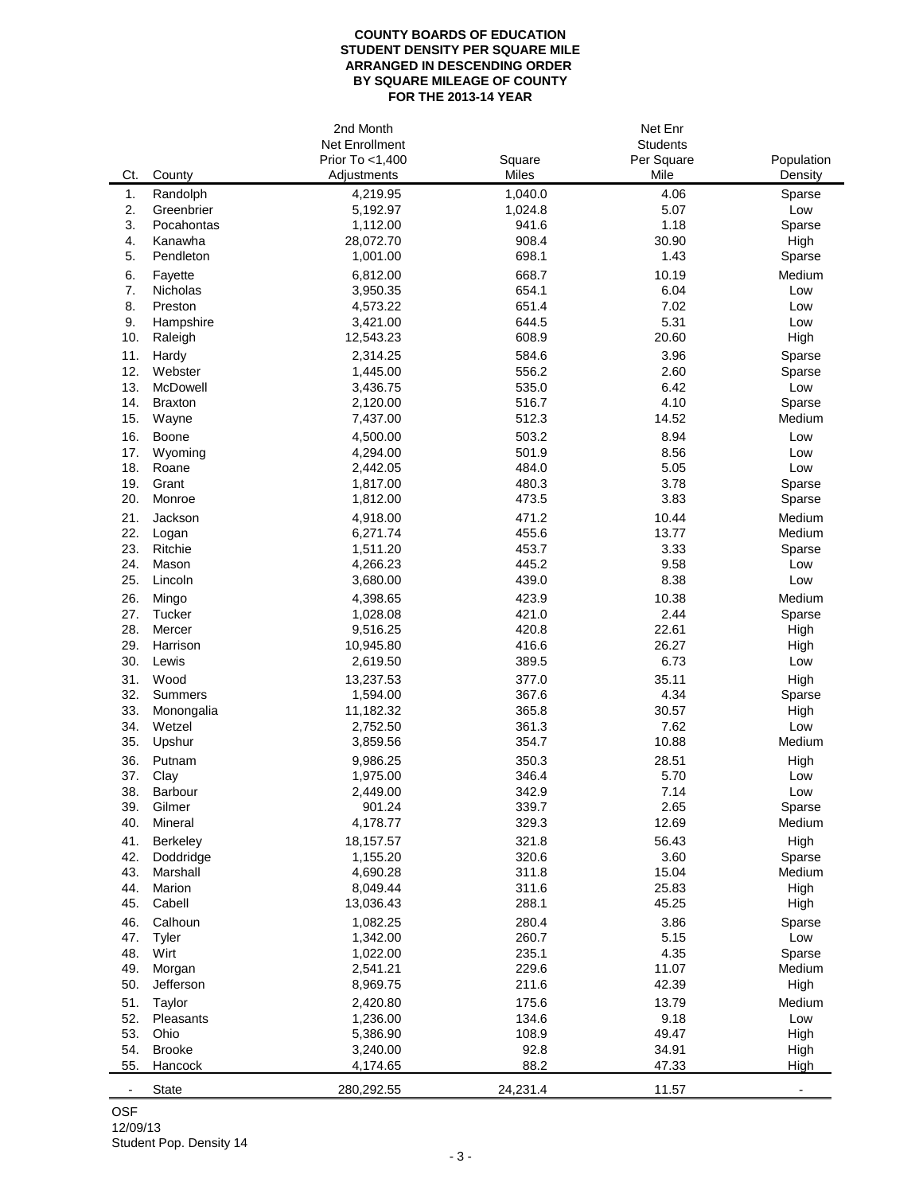**COUNTY BOARDS OF EDUCATION**
**STUDENT DENSITY PER SQUARE MILE**
**ARRANGED IN DESCENDING ORDER**
**BY SQUARE MILEAGE OF COUNTY**
**FOR THE 2013-14 YEAR**

| Ct. | County | 2nd Month Net Enrollment Prior To <1,400 Adjustments | Square Miles | Net Enr Students Per Square Mile | Population Density |
|---|---|---|---|---|---|
| 1. | Randolph | 4,219.95 | 1,040.0 | 4.06 | Sparse |
| 2. | Greenbrier | 5,192.97 | 1,024.8 | 5.07 | Low |
| 3. | Pocahontas | 1,112.00 | 941.6 | 1.18 | Sparse |
| 4. | Kanawha | 28,072.70 | 908.4 | 30.90 | High |
| 5. | Pendleton | 1,001.00 | 698.1 | 1.43 | Sparse |
| 6. | Fayette | 6,812.00 | 668.7 | 10.19 | Medium |
| 7. | Nicholas | 3,950.35 | 654.1 | 6.04 | Low |
| 8. | Preston | 4,573.22 | 651.4 | 7.02 | Low |
| 9. | Hampshire | 3,421.00 | 644.5 | 5.31 | Low |
| 10. | Raleigh | 12,543.23 | 608.9 | 20.60 | High |
| 11. | Hardy | 2,314.25 | 584.6 | 3.96 | Sparse |
| 12. | Webster | 1,445.00 | 556.2 | 2.60 | Sparse |
| 13. | McDowell | 3,436.75 | 535.0 | 6.42 | Low |
| 14. | Braxton | 2,120.00 | 516.7 | 4.10 | Sparse |
| 15. | Wayne | 7,437.00 | 512.3 | 14.52 | Medium |
| 16. | Boone | 4,500.00 | 503.2 | 8.94 | Low |
| 17. | Wyoming | 4,294.00 | 501.9 | 8.56 | Low |
| 18. | Roane | 2,442.05 | 484.0 | 5.05 | Low |
| 19. | Grant | 1,817.00 | 480.3 | 3.78 | Sparse |
| 20. | Monroe | 1,812.00 | 473.5 | 3.83 | Sparse |
| 21. | Jackson | 4,918.00 | 471.2 | 10.44 | Medium |
| 22. | Logan | 6,271.74 | 455.6 | 13.77 | Medium |
| 23. | Ritchie | 1,511.20 | 453.7 | 3.33 | Sparse |
| 24. | Mason | 4,266.23 | 445.2 | 9.58 | Low |
| 25. | Lincoln | 3,680.00 | 439.0 | 8.38 | Low |
| 26. | Mingo | 4,398.65 | 423.9 | 10.38 | Medium |
| 27. | Tucker | 1,028.08 | 421.0 | 2.44 | Sparse |
| 28. | Mercer | 9,516.25 | 420.8 | 22.61 | High |
| 29. | Harrison | 10,945.80 | 416.6 | 26.27 | High |
| 30. | Lewis | 2,619.50 | 389.5 | 6.73 | Low |
| 31. | Wood | 13,237.53 | 377.0 | 35.11 | High |
| 32. | Summers | 1,594.00 | 367.6 | 4.34 | Sparse |
| 33. | Monongalia | 11,182.32 | 365.8 | 30.57 | High |
| 34. | Wetzel | 2,752.50 | 361.3 | 7.62 | Low |
| 35. | Upshur | 3,859.56 | 354.7 | 10.88 | Medium |
| 36. | Putnam | 9,986.25 | 350.3 | 28.51 | High |
| 37. | Clay | 1,975.00 | 346.4 | 5.70 | Low |
| 38. | Barbour | 2,449.00 | 342.9 | 7.14 | Low |
| 39. | Gilmer | 901.24 | 339.7 | 2.65 | Sparse |
| 40. | Mineral | 4,178.77 | 329.3 | 12.69 | Medium |
| 41. | Berkeley | 18,157.57 | 321.8 | 56.43 | High |
| 42. | Doddridge | 1,155.20 | 320.6 | 3.60 | Sparse |
| 43. | Marshall | 4,690.28 | 311.8 | 15.04 | Medium |
| 44. | Marion | 8,049.44 | 311.6 | 25.83 | High |
| 45. | Cabell | 13,036.43 | 288.1 | 45.25 | High |
| 46. | Calhoun | 1,082.25 | 280.4 | 3.86 | Sparse |
| 47. | Tyler | 1,342.00 | 260.7 | 5.15 | Low |
| 48. | Wirt | 1,022.00 | 235.1 | 4.35 | Sparse |
| 49. | Morgan | 2,541.21 | 229.6 | 11.07 | Medium |
| 50. | Jefferson | 8,969.75 | 211.6 | 42.39 | High |
| 51. | Taylor | 2,420.80 | 175.6 | 13.79 | Medium |
| 52. | Pleasants | 1,236.00 | 134.6 | 9.18 | Low |
| 53. | Ohio | 5,386.90 | 108.9 | 49.47 | High |
| 54. | Brooke | 3,240.00 | 92.8 | 34.91 | High |
| 55. | Hancock | 4,174.65 | 88.2 | 47.33 | High |
| - | State | 280,292.55 | 24,231.4 | 11.57 | - |

OSF
12/09/13
Student Pop. Density 14